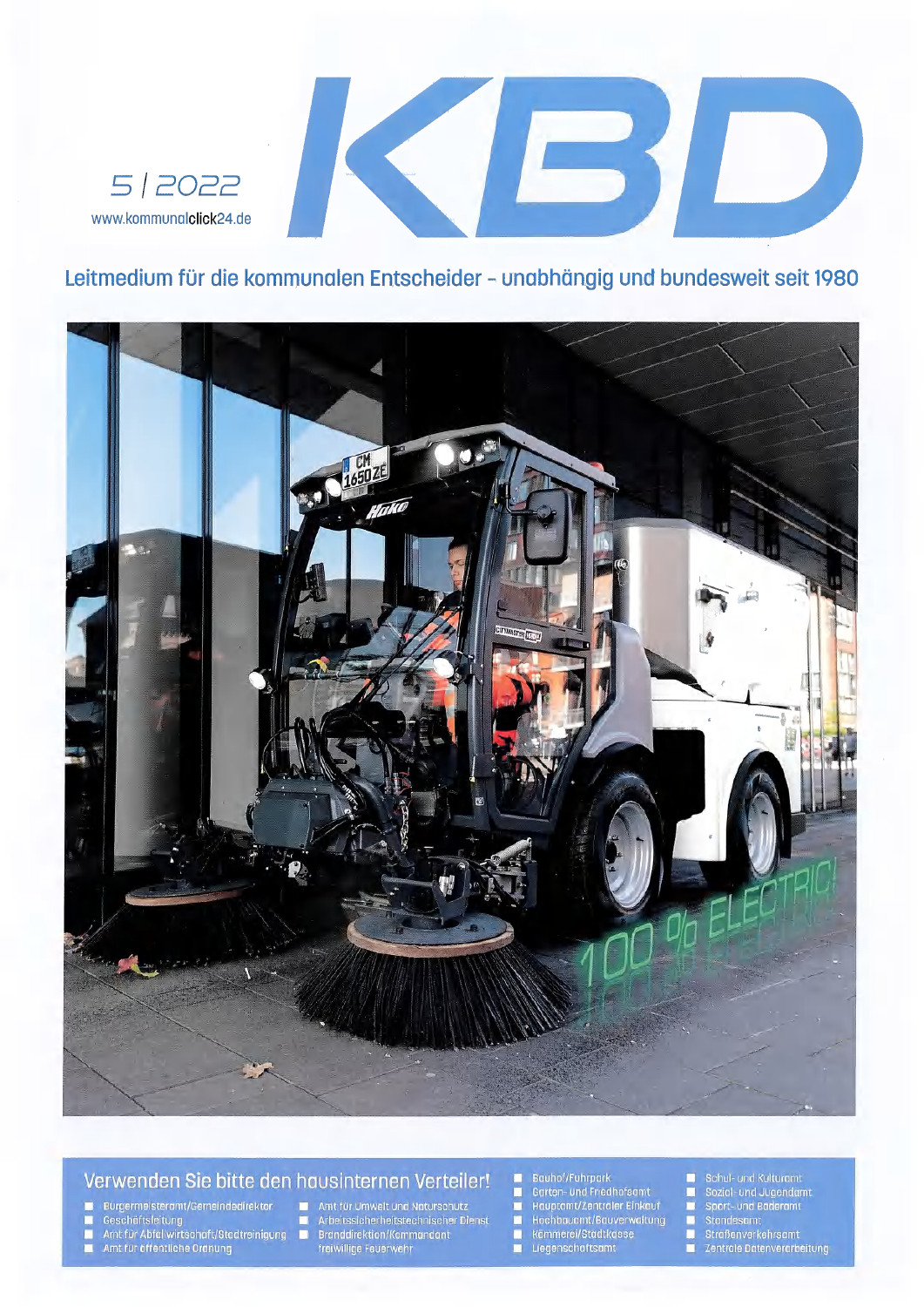# KBD

5 | 2022

www.kommunalclick24.de

## Leitmedium für die kommunalen Entscheider – unabhängig und bundesweit seit 1980

### Verwenden Sie bitte den hausinternen Verteiler!

- Bürgermeisteramt/Gemeindedirektor
- Geschäftsleitung
- Amt für Abfallwirtschaft/Stadtreinigung
- Amt für öffentliche Ordnung
- Amt für Umwelt und Naturschutz
- Arbeitssicherheitstechnischer Dienst
- Branddirektion/Kommandant freiwillige Feuerwehr
- Bauhof/Fuhrpark
- Garten- und Friedhofsamt
- Hauptamt/Zentraler Einkauf
- Hochbauamt/Bauverwaltung
- Kämmerei/Stadtkasse
- Liegenschaftsamt
- Schul- und Kulturamt
- Sozial- und Jugendamt
- Sport- und Bäderamt
- Standesamt
- Straßenverkehrsamt
- Zentrale Datenverarbeitung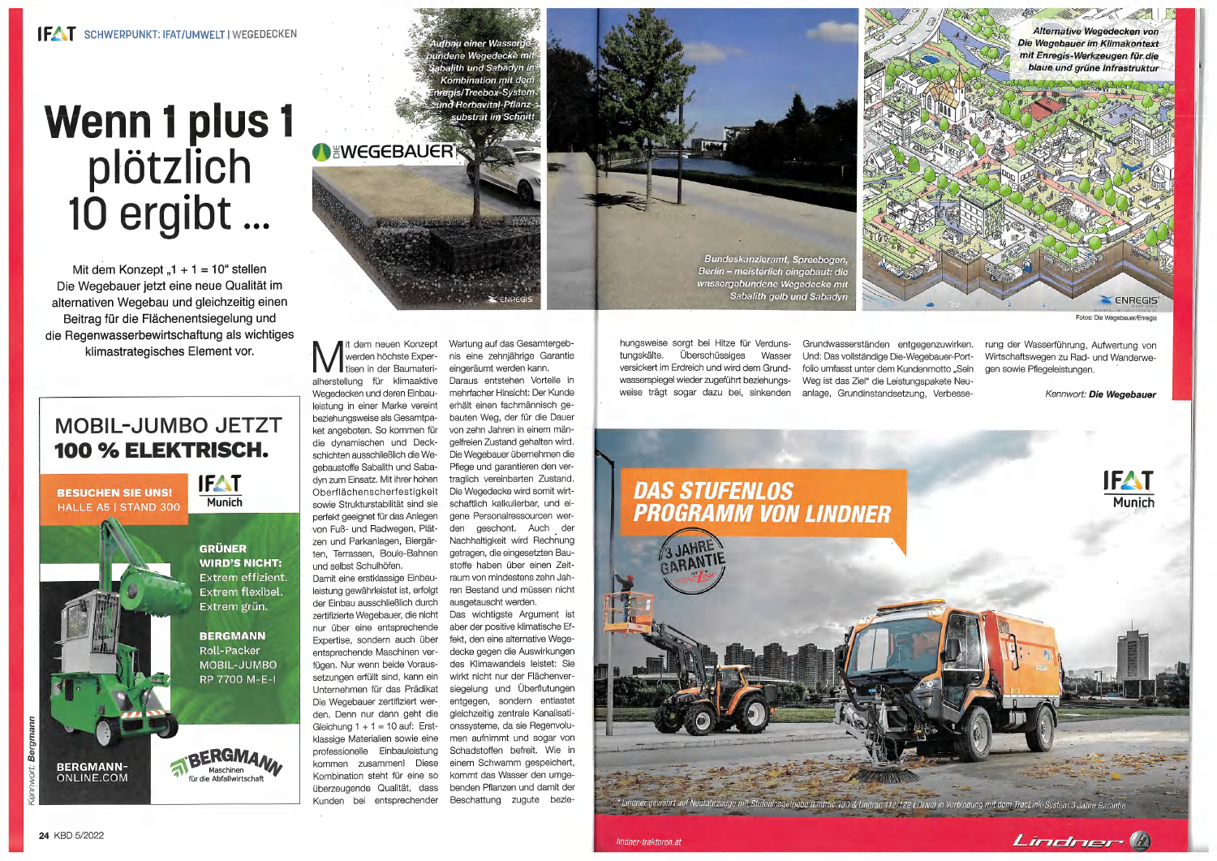# Wenn 1 plus 1 plötzlich 10 ergibt ...

Mit dem Konzept „1 + 1 = 10" stellen Die Wegebauer jetzt eine neue Qualität im alternativen Wegebau und gleichzeitig einen Beitrag für die Flächenentsiegelung und die Regenwasserbewirtschaftung als wichtiges klimastrategisches Element vor.

Aufbau einer Wassergebundene Wegedecke mit Sabalith und Sabadyn in Kombination mit dem Enregis/Treebox-System und Herbavital-Pflanzsubstrat im Schnitt

Bundeskanzleramt, Spreebogen, Berlin – meisterlich eingebaut: die wassergebundene Wegedecke mit Sabalith gelb und Sabadyn

Alternative Wegedecken von Die Wegebauer im Klimakontext mit Enregis-Werkzeugen für die blaue und grüne Infrastruktur

Fotos: Die Wegebauer/Enregis

Mit dem neuen Konzept werden höchste Expertisen in der Baumaterialherstellung für klimaaktive Wegedecken und deren Einbauleistung in einer Marke vereint beziehungsweise als Gesamtpaket angeboten. So kommen für die dynamischen und Deckschichten ausschließlich die Wegebaustoffe Sabalith und Sabadyn zum Einsatz. Mit ihrer hohen Oberflächenscherfestigkeit sowie Strukturstabilität sind sie perfekt geeignet für das Anlegen von Fuß- und Radwegen, Plätzen und Parkanlagen, Biergärten, Terrassen, Boule-Bahnen und selbst Schulhöfen.

Damit eine erstklassige Einbauleistung gewährleistet ist, erfolgt der Einbau ausschließlich durch zertifizierte Wegebauer, die nicht nur über eine entsprechende Expertise, sondern auch über entsprechende Maschinen verfügen. Nur wenn beide Voraussetzungen erfüllt sind, kann ein Unternehmen für das Prädikat Die Wegebauer zertifiziert werden. Denn nur dann geht die Gleichung 1 + 1 = 10 auf: Erstklassige Materialien sowie eine professionelle Einbauleistung kommen zusammen! Diese Kombination steht für eine so überzeugende Qualität, dass Kunden bei entsprechender Wartung auf das Gesamtergebnis eine zehnjährige Garantie eingeräumt werden kann.

Daraus entstehen Vorteile in mehrfacher Hinsicht: Der Kunde erhält einen fachmännisch gebauten Weg, der für die Dauer von zehn Jahren in einem mängelfreien Zustand gehalten wird. Die Wegebauer übernehmen die Pflege und garantieren den vertraglich vereinbarten Zustand. Die Wegedecke wird somit wirtschaftlich kalkulierbar, und eigene Personalressourcen werden geschont. Auch der Nachhaltigkeit wird Rechnung getragen, die eingesetzten Baustoffe haben über einen Zeitraum von mindestens zehn Jahren Bestand und müssen nicht ausgetauscht werden.

Das wichtigste Argument ist aber der positive klimatische Effekt, den eine alternative Wegedecke gegen die Auswirkungen des Klimawandels leistet: Sie wirkt nicht nur der Flächenversiegelung und Überflutungen entgegen, sondern entlastet gleichzeitig zentrale Kanalisationssysteme, da sie Regenvolumen aufnimmt und sogar von Schadstoffen befreit. Wie in einem Schwamm gespeichert, kommt das Wasser den umgebenden Pflanzen und damit der Beschattung zugute beziehungsweise sorgt bei Hitze für Verdunstungskälte. Überschüssiges Wasser versickert im Erdreich und wird dem Grundwasserspiegel wieder zugeführt beziehungsweise trägt sogar dazu bei, sinkenden Grundwasserständen entgegenzuwirken. Und: Das vollständige Die-Wegebauer-Portfolio umfasst unter dem Kundenmotto „Sein Weg ist das Ziel" die Leistungspakete Neuanlage, Grundinstandsetzung, Verbesserung der Wasserführung, Aufwertung von Wirtschaftswegen zu Rad- und Wanderwegen sowie Pflegeleistungen.

*Kennwort: **Die Wegebauer***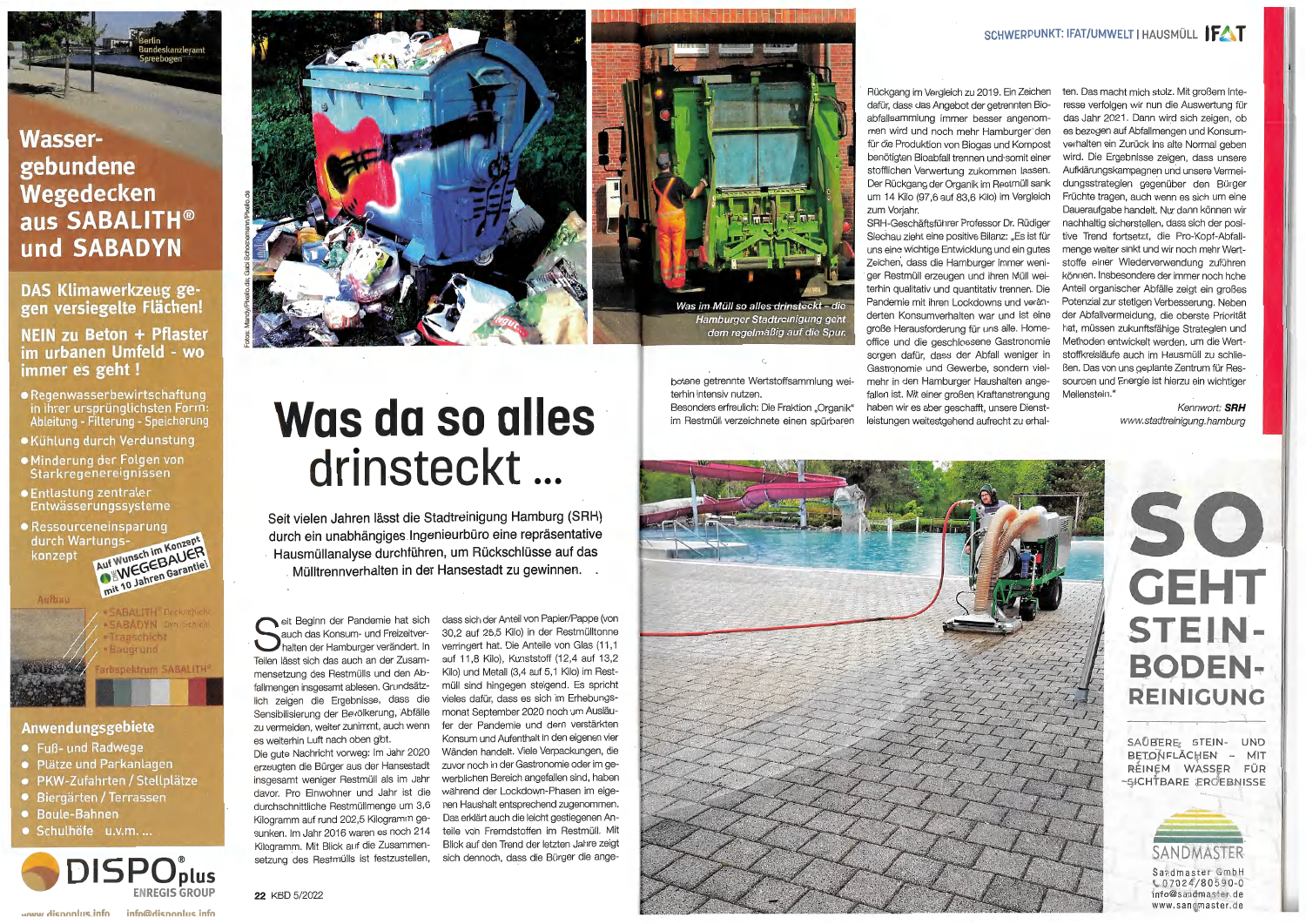# Was da so alles drinsteckt ...

Seit vielen Jahren lässt die Stadtreinigung Hamburg (SRH) durch ein unabhängiges Ingenieurbüro eine repräsentative Hausmüllanalyse durchführen, um Rückschlüsse auf das Mülltrennverhalten in der Hansestadt zu gewinnen.

Seit Beginn der Pandemie hat sich auch das Konsum- und Freizeitverhalten der Hamburger verändert. In Teilen lässt sich das auch an der Zusammensetzung des Restmülls und den Abfallmengen insgesamt ablesen. Grundsätzlich zeigen die Ergebnisse, dass die Sensibilisierung der Bevölkerung, Abfälle zu vermeiden, weiter zunimmt, auch wenn es weiterhin Luft nach oben gibt.

Die gute Nachricht vorweg: Im Jahr 2020 erzeugten die Bürger aus der Hansestadt insgesamt weniger Restmüll als im Jahr davor. Pro Einwohner und Jahr ist die durchschnittliche Restmüllmenge um 3,6 Kilogramm auf rund 202,5 Kilogramm gesunken. Im Jahr 2016 waren es noch 214 Kilogramm. Mit Blick auf die Zusammensetzung des Restmülls ist festzustellen, dass sich der Anteil von Papier/Pappe (von 30,2 auf 26,5 Kilo) in der Restmülltonne verringert hat. Die Anteile von Glas (11,1 auf 11,8 Kilo), Kunststoff (12,4 auf 13,2 Kilo) und Metall (3,4 auf 5,1 Kilo) im Restmüll sind hingegen steigend. Es spricht vieles dafür, dass es sich im Erhebungsmonat September 2020 noch um Ausläufer der Pandemie und dem verstärkten Konsum und Aufenthalt in den eigenen vier Wänden handelt. Viele Verpackungen, die zuvor noch in der Gastronomie oder im gewerblichen Bereich angefallen sind, haben während der Lockdown-Phasen im eigenen Haushalt entsprechend zugenommen. Das erklärt auch die leicht gestiegenen Anteile von Fremdstoffen im Restmüll. Mit Blick auf den Trend der letzten Jahre zeigt sich dennoch, dass die Bürger die angebotene getrennte Wertstoffsammlung weiterhin intensiv nutzen.

Besonders erfreulich: Die Fraktion „Organik" im Restmüll verzeichnete einen spürbaren Rückgang im Vergleich zu 2019. Ein Zeichen dafür, dass das Angebot der getrennten Bioabfallsammlung immer besser angenommen wird und noch mehr Hamburger den für die Produktion von Biogas und Kompost benötigten Bioabfall trennen und somit einer stofflichen Verwertung zukommen lassen. Der Rückgang der Organik im Restmüll sank um 14 Kilo (97,6 auf 83,6 Kilo) im Vergleich zum Vorjahr.

SRH-Geschäftsführer Professor Dr. Rüdiger Siechau zieht eine positive Bilanz: „Es ist für uns eine wichtige Entwicklung und ein gutes Zeichen, dass die Hamburger immer weniger Restmüll erzeugen und ihren Müll weiterhin qualitativ und quantitativ trennen. Die Pandemie mit ihren Lockdowns und veränderten Konsumverhalten war und ist eine große Herausforderung für uns alle. Homeoffice und die geschlossene Gastronomie sorgen dafür, dass der Abfall weniger in Gastronomie und Gewerbe, sondern vielmehr in den Hamburger Haushalten angefallen ist. Mit einer großen Kraftanstrengung haben wir es aber geschafft, unsere Dienstleistungen weitestgehend aufrecht zu erhalten. Das macht mich stolz. Mit großem Interesse verfolgen wir nun die Auswertung für das Jahr 2021. Dann wird sich zeigen, ob es bezogen auf Abfallmengen und Konsumverhalten ein Zurück ins alte Normal geben wird. Die Ergebnisse zeigen, dass unsere Aufklärungskampagnen und unsere Vermeidungsstrategien gegenüber den Bürger Früchte tragen, auch wenn es sich um eine Daueraufgabe handelt. Nur dann können wir nachhaltig sicherstellen, dass sich der positive Trend fortsetzt, die Pro-Kopf-Abfallmenge weiter sinkt und wir noch mehr Wertstoffe einer Wiederverwendung zuführen können. Insbesondere der immer noch hohe Anteil organischer Abfälle zeigt ein großes Potenzial zur stetigen Verbesserung. Neben der Abfallvermeidung, die oberste Priorität hat, müssen zukunftsfähige Strategien und Methoden entwickelt werden, um die Wertstoffkreisläufe auch im Hausmüll zu schließen. Das von uns geplante Zentrum für Ressourcen und Energie ist hierzu ein wichtiger Meilenstein."

*Kennwort:* **SRH**
*www.stadtreinigung.hamburg*

Fotos: MandyPixelio.de, Gabi Schoenemann/Pixelio.de

*Was im Müll so alles drinsteckt – die Hamburger Stadtreinigung geht dem regelmäßig auf die Spur.*

---

# Wasser-gebundene Wegedecken aus SABALITH® und SABADYN

## DAS Klimawerkzeug gegen versiegelte Flächen!

## NEIN zu Beton + Pflaster im urbanen Umfeld - wo immer es geht !

- Regenwasserbewirtschaftung in ihrer ursprünglichsten Form: Ableitung - Filterung - Speicherung
- Kühlung durch Verdunstung
- Minderung der Folgen von Starkregenereignissen
- Entlastung zentraler Entwässerungssysteme
- Ressourceneinsparung durch Wartungskonzept

Auf Wunsch im Konzept WEGEBAUER mit 10 Jahren Garantie!

Aufbau
- SABALITH® Deckschicht
- SABADYN Dyn. Schicht
- Tragschicht
- Baugrund

Farbspektrum SABALITH®

## Anwendungsgebiete

- Fuß- und Radwege
- Plätze und Parkanlagen
- PKW-Zufahrten / Stellplätze
- Biergärten / Terrassen
- Boule-Bahnen
- Schulhöfe u.v.m. ...

DISPO plus
ENREGIS GROUP
www.dispoplus.info info@dispoplus.info

---

# SO GEHT STEIN-BODEN-REINIGUNG

SAUBERE STEIN- UND BETONFLÄCHEN – MIT REINEM WASSER FÜR SICHTBARE ERGEBNISSE

SANDMASTER
Sandmaster GmbH
07024/80590-0
info@sandmaster.de
www.sandmaster.de